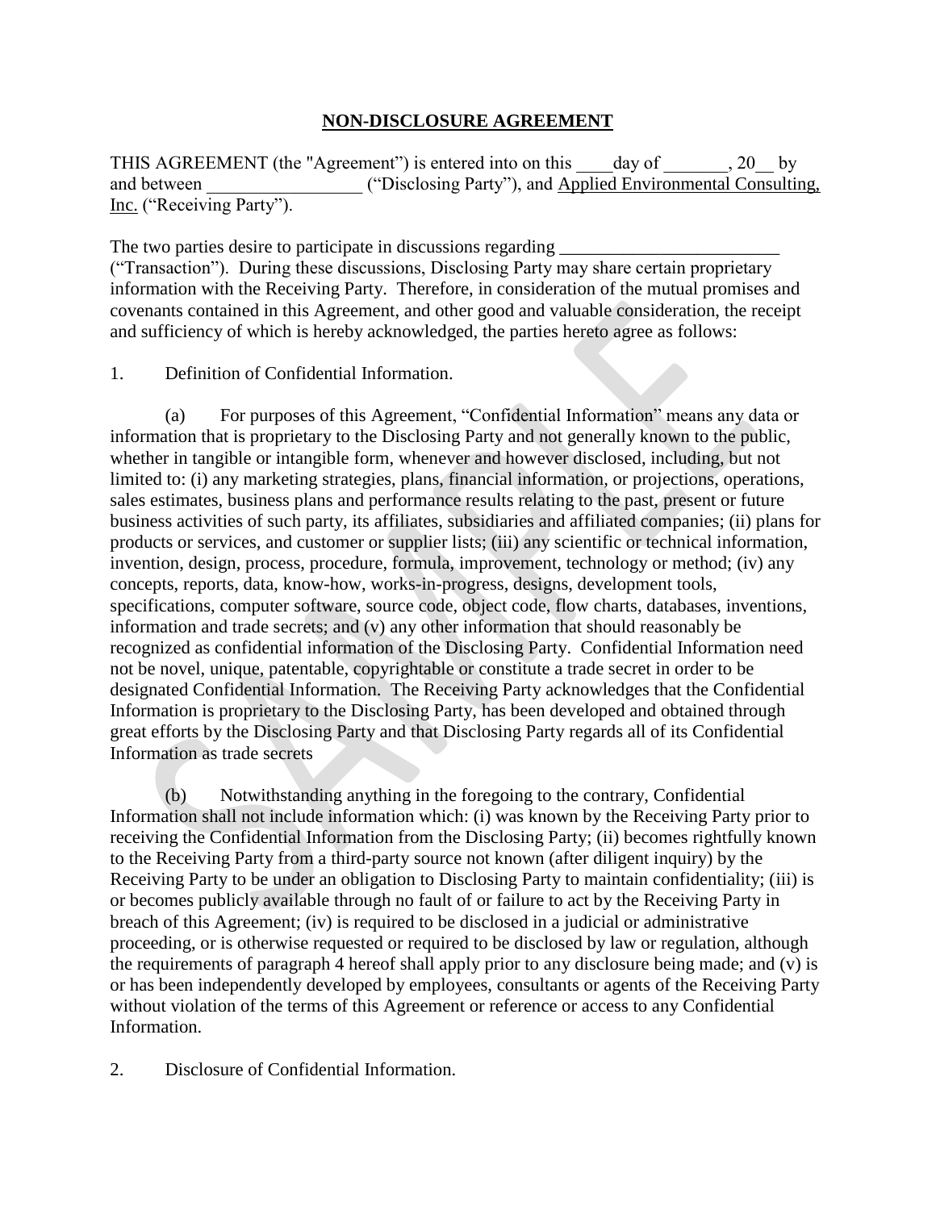**NON-DISCLOSURE AGREEMENT**

THIS AGREEMENT (the "Agreement") is entered into on this ____day of _______, 20__ by and between _________________ ("Disclosing Party"), and Applied Environmental Consulting, Inc. ("Receiving Party").

The two parties desire to participate in discussions regarding ________________________ ("Transaction"). During these discussions, Disclosing Party may share certain proprietary information with the Receiving Party. Therefore, in consideration of the mutual promises and covenants contained in this Agreement, and other good and valuable consideration, the receipt and sufficiency of which is hereby acknowledged, the parties hereto agree as follows:

1. Definition of Confidential Information.

(a) For purposes of this Agreement, "Confidential Information" means any data or information that is proprietary to the Disclosing Party and not generally known to the public, whether in tangible or intangible form, whenever and however disclosed, including, but not limited to: (i) any marketing strategies, plans, financial information, or projections, operations, sales estimates, business plans and performance results relating to the past, present or future business activities of such party, its affiliates, subsidiaries and affiliated companies; (ii) plans for products or services, and customer or supplier lists; (iii) any scientific or technical information, invention, design, process, procedure, formula, improvement, technology or method; (iv) any concepts, reports, data, know-how, works-in-progress, designs, development tools, specifications, computer software, source code, object code, flow charts, databases, inventions, information and trade secrets; and (v) any other information that should reasonably be recognized as confidential information of the Disclosing Party. Confidential Information need not be novel, unique, patentable, copyrightable or constitute a trade secret in order to be designated Confidential Information. The Receiving Party acknowledges that the Confidential Information is proprietary to the Disclosing Party, has been developed and obtained through great efforts by the Disclosing Party and that Disclosing Party regards all of its Confidential Information as trade secrets

(b) Notwithstanding anything in the foregoing to the contrary, Confidential Information shall not include information which: (i) was known by the Receiving Party prior to receiving the Confidential Information from the Disclosing Party; (ii) becomes rightfully known to the Receiving Party from a third-party source not known (after diligent inquiry) by the Receiving Party to be under an obligation to Disclosing Party to maintain confidentiality; (iii) is or becomes publicly available through no fault of or failure to act by the Receiving Party in breach of this Agreement; (iv) is required to be disclosed in a judicial or administrative proceeding, or is otherwise requested or required to be disclosed by law or regulation, although the requirements of paragraph 4 hereof shall apply prior to any disclosure being made; and (v) is or has been independently developed by employees, consultants or agents of the Receiving Party without violation of the terms of this Agreement or reference or access to any Confidential Information.

2. Disclosure of Confidential Information.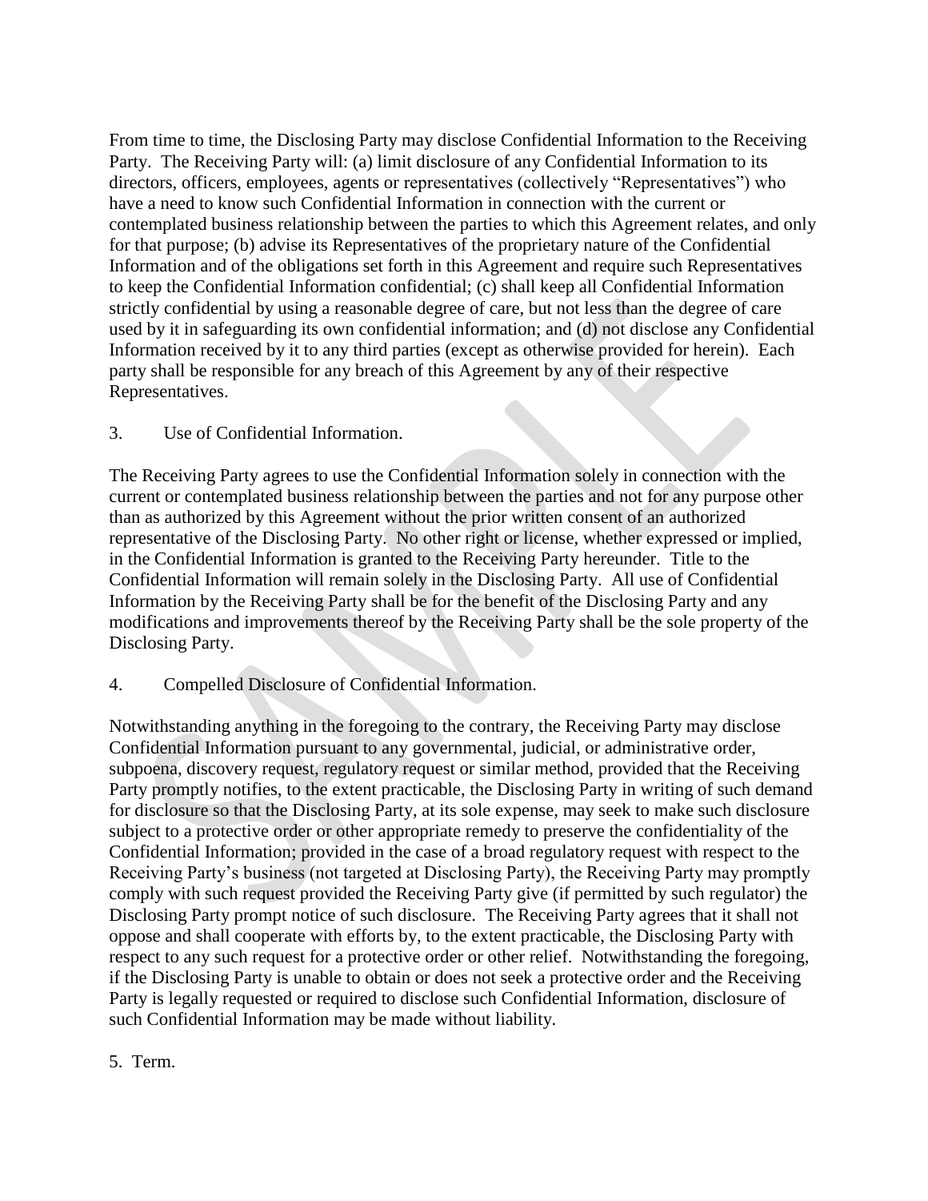From time to time, the Disclosing Party may disclose Confidential Information to the Receiving Party. The Receiving Party will: (a) limit disclosure of any Confidential Information to its directors, officers, employees, agents or representatives (collectively "Representatives") who have a need to know such Confidential Information in connection with the current or contemplated business relationship between the parties to which this Agreement relates, and only for that purpose; (b) advise its Representatives of the proprietary nature of the Confidential Information and of the obligations set forth in this Agreement and require such Representatives to keep the Confidential Information confidential; (c) shall keep all Confidential Information strictly confidential by using a reasonable degree of care, but not less than the degree of care used by it in safeguarding its own confidential information; and (d) not disclose any Confidential Information received by it to any third parties (except as otherwise provided for herein). Each party shall be responsible for any breach of this Agreement by any of their respective Representatives.

3. Use of Confidential Information.

The Receiving Party agrees to use the Confidential Information solely in connection with the current or contemplated business relationship between the parties and not for any purpose other than as authorized by this Agreement without the prior written consent of an authorized representative of the Disclosing Party. No other right or license, whether expressed or implied, in the Confidential Information is granted to the Receiving Party hereunder. Title to the Confidential Information will remain solely in the Disclosing Party. All use of Confidential Information by the Receiving Party shall be for the benefit of the Disclosing Party and any modifications and improvements thereof by the Receiving Party shall be the sole property of the Disclosing Party.

4. Compelled Disclosure of Confidential Information.

Notwithstanding anything in the foregoing to the contrary, the Receiving Party may disclose Confidential Information pursuant to any governmental, judicial, or administrative order, subpoena, discovery request, regulatory request or similar method, provided that the Receiving Party promptly notifies, to the extent practicable, the Disclosing Party in writing of such demand for disclosure so that the Disclosing Party, at its sole expense, may seek to make such disclosure subject to a protective order or other appropriate remedy to preserve the confidentiality of the Confidential Information; provided in the case of a broad regulatory request with respect to the Receiving Party's business (not targeted at Disclosing Party), the Receiving Party may promptly comply with such request provided the Receiving Party give (if permitted by such regulator) the Disclosing Party prompt notice of such disclosure. The Receiving Party agrees that it shall not oppose and shall cooperate with efforts by, to the extent practicable, the Disclosing Party with respect to any such request for a protective order or other relief. Notwithstanding the foregoing, if the Disclosing Party is unable to obtain or does not seek a protective order and the Receiving Party is legally requested or required to disclose such Confidential Information, disclosure of such Confidential Information may be made without liability.

5. Term.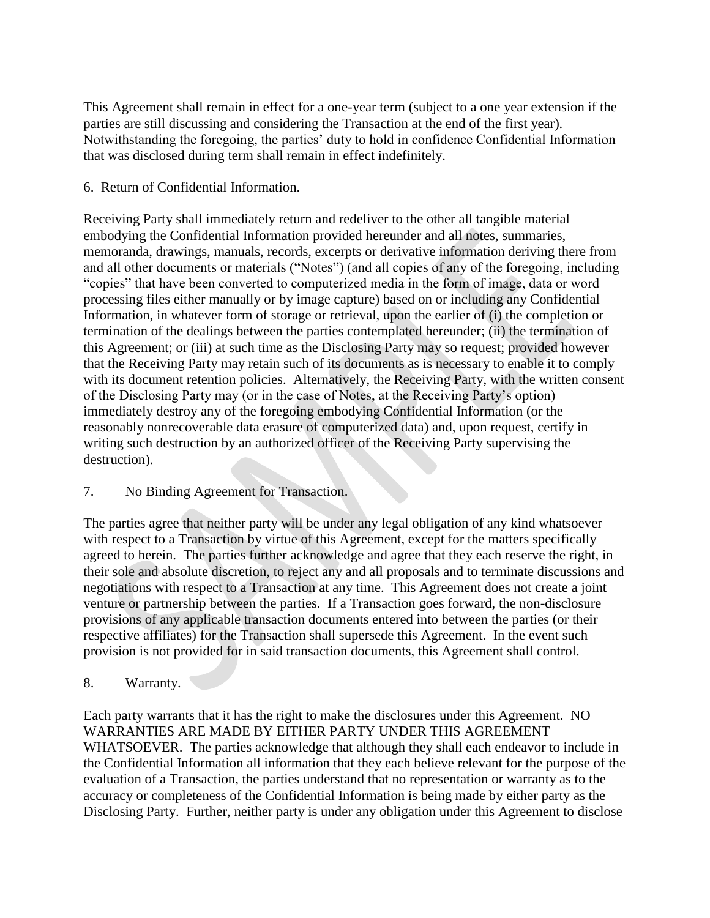This Agreement shall remain in effect for a one-year term (subject to a one year extension if the parties are still discussing and considering the Transaction at the end of the first year). Notwithstanding the foregoing, the parties' duty to hold in confidence Confidential Information that was disclosed during term shall remain in effect indefinitely.

6. Return of Confidential Information.

Receiving Party shall immediately return and redeliver to the other all tangible material embodying the Confidential Information provided hereunder and all notes, summaries, memoranda, drawings, manuals, records, excerpts or derivative information deriving there from and all other documents or materials ("Notes") (and all copies of any of the foregoing, including "copies" that have been converted to computerized media in the form of image, data or word processing files either manually or by image capture) based on or including any Confidential Information, in whatever form of storage or retrieval, upon the earlier of (i) the completion or termination of the dealings between the parties contemplated hereunder; (ii) the termination of this Agreement; or (iii) at such time as the Disclosing Party may so request; provided however that the Receiving Party may retain such of its documents as is necessary to enable it to comply with its document retention policies. Alternatively, the Receiving Party, with the written consent of the Disclosing Party may (or in the case of Notes, at the Receiving Party's option) immediately destroy any of the foregoing embodying Confidential Information (or the reasonably nonrecoverable data erasure of computerized data) and, upon request, certify in writing such destruction by an authorized officer of the Receiving Party supervising the destruction).

7. No Binding Agreement for Transaction.

The parties agree that neither party will be under any legal obligation of any kind whatsoever with respect to a Transaction by virtue of this Agreement, except for the matters specifically agreed to herein. The parties further acknowledge and agree that they each reserve the right, in their sole and absolute discretion, to reject any and all proposals and to terminate discussions and negotiations with respect to a Transaction at any time. This Agreement does not create a joint venture or partnership between the parties. If a Transaction goes forward, the non-disclosure provisions of any applicable transaction documents entered into between the parties (or their respective affiliates) for the Transaction shall supersede this Agreement. In the event such provision is not provided for in said transaction documents, this Agreement shall control.

8. Warranty.

Each party warrants that it has the right to make the disclosures under this Agreement. NO WARRANTIES ARE MADE BY EITHER PARTY UNDER THIS AGREEMENT WHATSOEVER. The parties acknowledge that although they shall each endeavor to include in the Confidential Information all information that they each believe relevant for the purpose of the evaluation of a Transaction, the parties understand that no representation or warranty as to the accuracy or completeness of the Confidential Information is being made by either party as the Disclosing Party. Further, neither party is under any obligation under this Agreement to disclose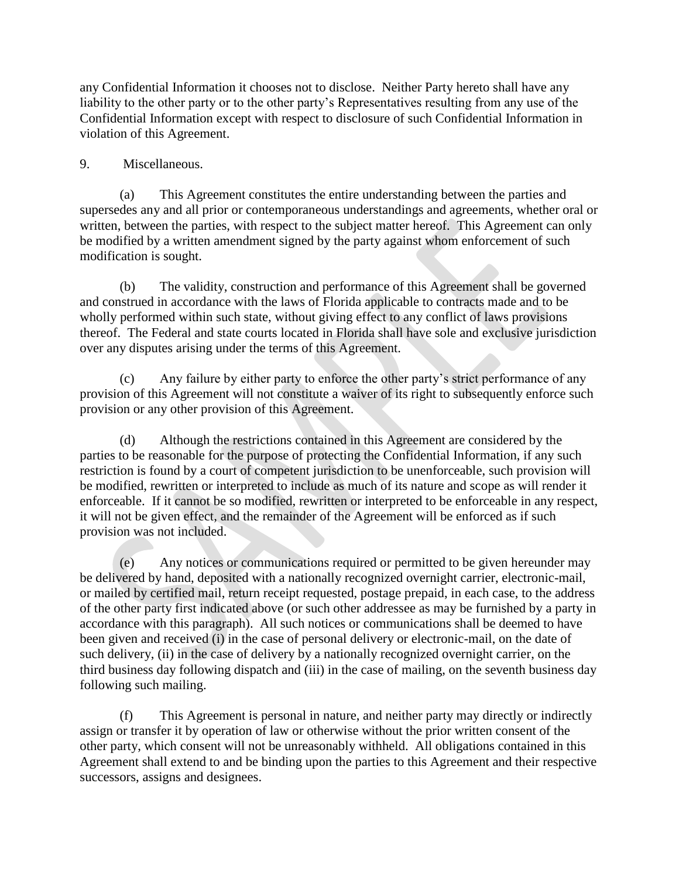any Confidential Information it chooses not to disclose. Neither Party hereto shall have any liability to the other party or to the other party's Representatives resulting from any use of the Confidential Information except with respect to disclosure of such Confidential Information in violation of this Agreement.

9. Miscellaneous.

(a) This Agreement constitutes the entire understanding between the parties and supersedes any and all prior or contemporaneous understandings and agreements, whether oral or written, between the parties, with respect to the subject matter hereof. This Agreement can only be modified by a written amendment signed by the party against whom enforcement of such modification is sought.

(b) The validity, construction and performance of this Agreement shall be governed and construed in accordance with the laws of Florida applicable to contracts made and to be wholly performed within such state, without giving effect to any conflict of laws provisions thereof. The Federal and state courts located in Florida shall have sole and exclusive jurisdiction over any disputes arising under the terms of this Agreement.

(c) Any failure by either party to enforce the other party's strict performance of any provision of this Agreement will not constitute a waiver of its right to subsequently enforce such provision or any other provision of this Agreement.

(d) Although the restrictions contained in this Agreement are considered by the parties to be reasonable for the purpose of protecting the Confidential Information, if any such restriction is found by a court of competent jurisdiction to be unenforceable, such provision will be modified, rewritten or interpreted to include as much of its nature and scope as will render it enforceable. If it cannot be so modified, rewritten or interpreted to be enforceable in any respect, it will not be given effect, and the remainder of the Agreement will be enforced as if such provision was not included.

(e) Any notices or communications required or permitted to be given hereunder may be delivered by hand, deposited with a nationally recognized overnight carrier, electronic-mail, or mailed by certified mail, return receipt requested, postage prepaid, in each case, to the address of the other party first indicated above (or such other addressee as may be furnished by a party in accordance with this paragraph). All such notices or communications shall be deemed to have been given and received (i) in the case of personal delivery or electronic-mail, on the date of such delivery, (ii) in the case of delivery by a nationally recognized overnight carrier, on the third business day following dispatch and (iii) in the case of mailing, on the seventh business day following such mailing.

(f) This Agreement is personal in nature, and neither party may directly or indirectly assign or transfer it by operation of law or otherwise without the prior written consent of the other party, which consent will not be unreasonably withheld. All obligations contained in this Agreement shall extend to and be binding upon the parties to this Agreement and their respective successors, assigns and designees.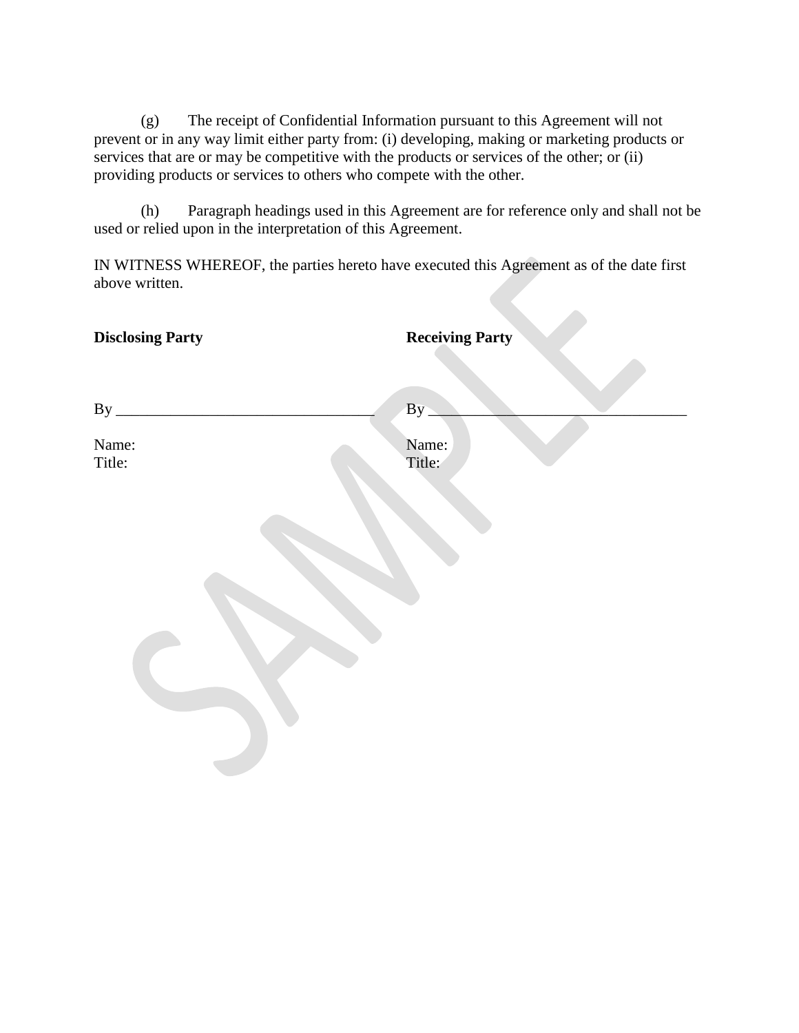(g) The receipt of Confidential Information pursuant to this Agreement will not prevent or in any way limit either party from: (i) developing, making or marketing products or services that are or may be competitive with the products or services of the other; or (ii) providing products or services to others who compete with the other.

(h) Paragraph headings used in this Agreement are for reference only and shall not be used or relied upon in the interpretation of this Agreement.

IN WITNESS WHEREOF, the parties hereto have executed this Agreement as of the date first above written.

| **Disclosing Party** | **Receiving Party** |
| --- | --- |
| By _________________________________ | By _________________________________ |
| Name: | Name: |
| Title: | Title: |